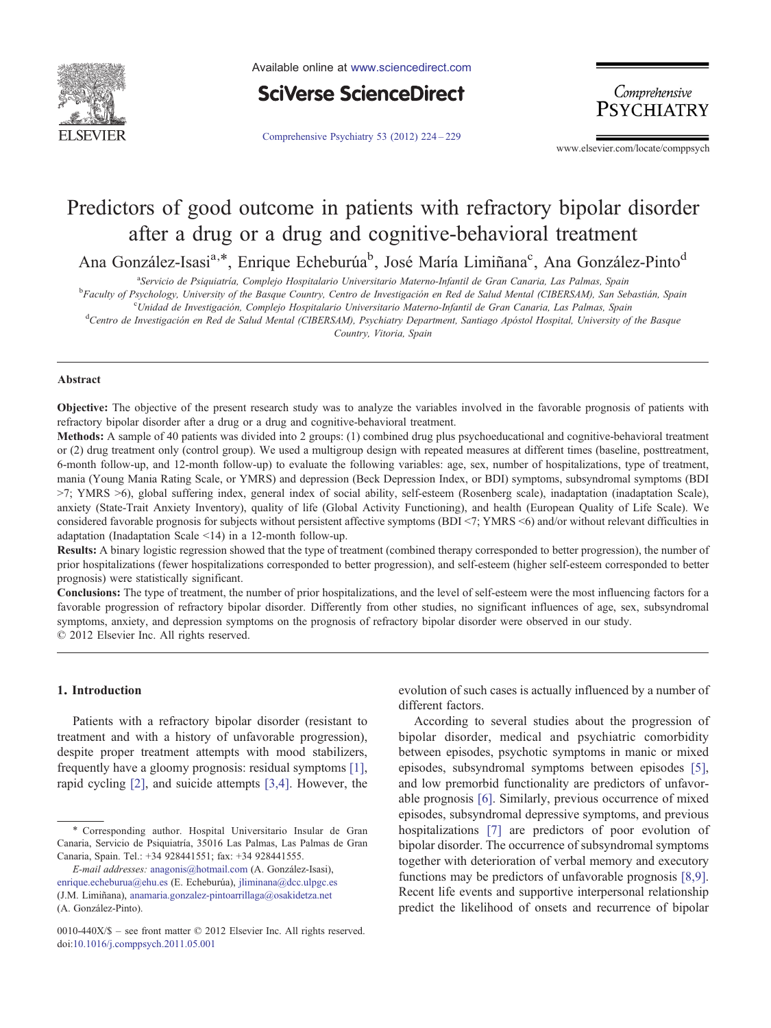# Predictors of good outcome in patients with refractory bipolar disorder after a drug or a drug and cognitive-behavioral treatment

Ana González-Isasi[a,*], Enrique Echeburúa[b], José María Limiñana[c], Ana González-Pinto[d]

[a]Servicio de Psiquiatría, Complejo Hospitalario Universitario Materno-Infantil de Gran Canaria, Las Palmas, Spain

[b]Faculty of Psychology, University of the Basque Country, Centro de Investigación en Red de Salud Mental (CIBERSAM), San Sebastián, Spain

[c]Unidad de Investigación, Complejo Hospitalario Universitario Materno-Infantil de Gran Canaria, Las Palmas, Spain

[d]Centro de Investigación en Red de Salud Mental (CIBERSAM), Psychiatry Department, Santiago Apóstol Hospital, University of the Basque Country, Vitoria, Spain

## Abstract

**Objective:** The objective of the present research study was to analyze the variables involved in the favorable prognosis of patients with refractory bipolar disorder after a drug or a drug and cognitive-behavioral treatment.

**Methods:** A sample of 40 patients was divided into 2 groups: (1) combined drug plus psychoeducational and cognitive-behavioral treatment or (2) drug treatment only (control group). We used a multigroup design with repeated measures at different times (baseline, posttreatment, 6-month follow-up, and 12-month follow-up) to evaluate the following variables: age, sex, number of hospitalizations, type of treatment, mania (Young Mania Rating Scale, or YMRS) and depression (Beck Depression Index, or BDI) symptoms, subsyndromal symptoms (BDI >7; YMRS >6), global suffering index, general index of social ability, self-esteem (Rosenberg scale), inadaptation (inadaptation Scale), anxiety (State-Trait Anxiety Inventory), quality of life (Global Activity Functioning), and health (European Quality of Life Scale). We considered favorable prognosis for subjects without persistent affective symptoms (BDI <7; YMRS <6) and/or without relevant difficulties in adaptation (Inadaptation Scale <14) in a 12-month follow-up.

**Results:** A binary logistic regression showed that the type of treatment (combined therapy corresponded to better progression), the number of prior hospitalizations (fewer hospitalizations corresponded to better progression), and self-esteem (higher self-esteem corresponded to better prognosis) were statistically significant.

**Conclusions:** The type of treatment, the number of prior hospitalizations, and the level of self-esteem were the most influencing factors for a favorable progression of refractory bipolar disorder. Differently from other studies, no significant influences of age, sex, subsyndromal symptoms, anxiety, and depression symptoms on the prognosis of refractory bipolar disorder were observed in our study.

© 2012 Elsevier Inc. All rights reserved.

## 1. Introduction

Patients with a refractory bipolar disorder (resistant to treatment and with a history of unfavorable progression), despite proper treatment attempts with mood stabilizers, frequently have a gloomy prognosis: residual symptoms [1], rapid cycling [2], and suicide attempts [3,4]. However, the evolution of such cases is actually influenced by a number of different factors.

According to several studies about the progression of bipolar disorder, medical and psychiatric comorbidity between episodes, psychotic symptoms in manic or mixed episodes, subsyndromal symptoms between episodes [5], and low premorbid functionality are predictors of unfavorable prognosis [6]. Similarly, previous occurrence of mixed episodes, subsyndromal depressive symptoms, and previous hospitalizations [7] are predictors of poor evolution of bipolar disorder. The occurrence of subsyndromal symptoms together with deterioration of verbal memory and executory functions may be predictors of unfavorable prognosis [8,9]. Recent life events and supportive interpersonal relationship predict the likelihood of onsets and recurrence of bipolar

---

\* Corresponding author. Hospital Universitario Insular de Gran Canaria, Servicio de Psiquiatría, 35016 Las Palmas, Las Palmas de Gran Canaria, Spain. Tel.: +34 928441551; fax: +34 928441555.

*E-mail addresses:* anagonis@hotmail.com (A. González-Isasi), enrique.echeburua@ehu.es (E. Echeburúa), jliminana@dcc.ulpgc.es (J.M. Limiñana), anamaria.gonzalez-pintoarrillaga@osakidetza.net (A. González-Pinto).

0010-440X/$ – see front matter © 2012 Elsevier Inc. All rights reserved.
doi:10.1016/j.comppsych.2011.05.001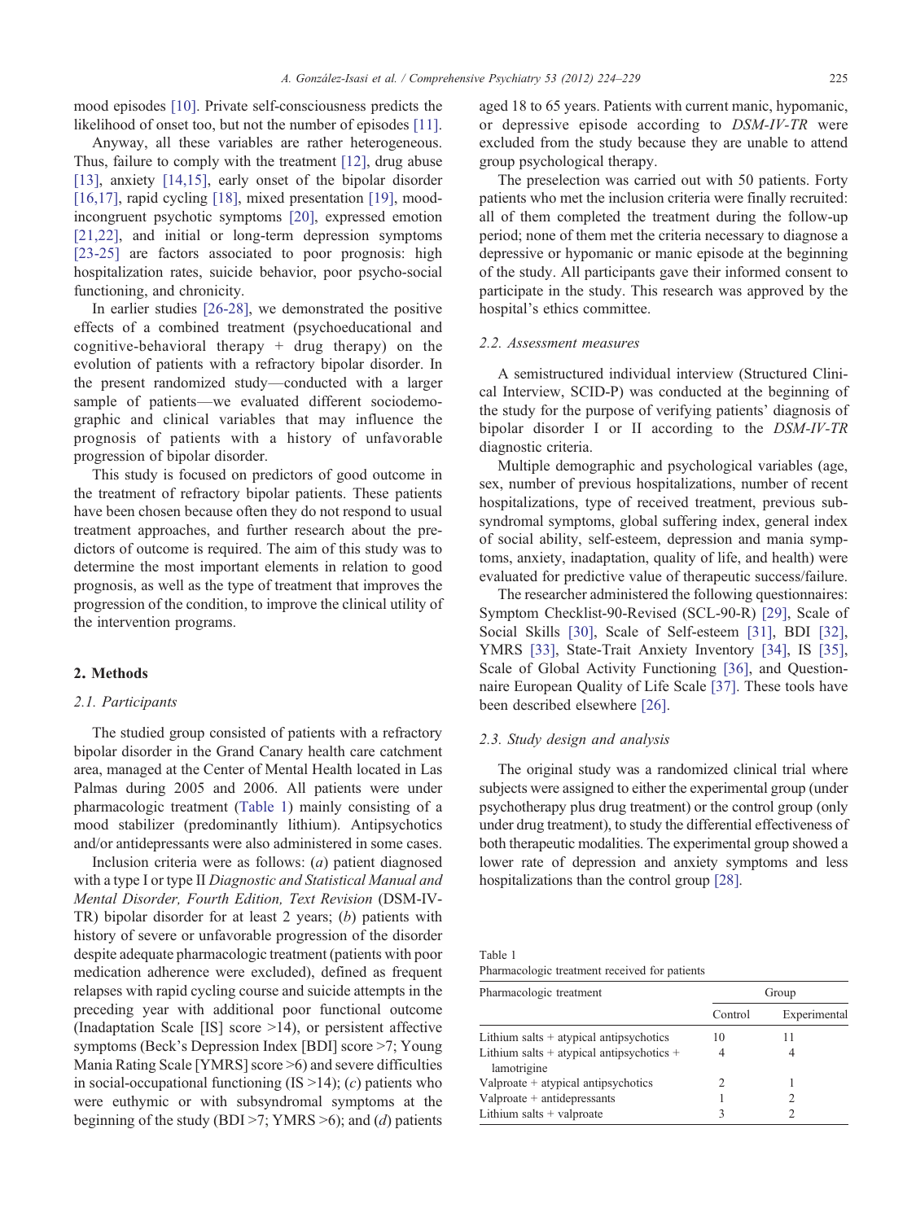mood episodes [10]. Private self-consciousness predicts the likelihood of onset too, but not the number of episodes [11].

Anyway, all these variables are rather heterogeneous. Thus, failure to comply with the treatment [12], drug abuse [13], anxiety [14,15], early onset of the bipolar disorder [16,17], rapid cycling [18], mixed presentation [19], mood-incongruent psychotic symptoms [20], expressed emotion [21,22], and initial or long-term depression symptoms [23-25] are factors associated to poor prognosis: high hospitalization rates, suicide behavior, poor psycho-social functioning, and chronicity.

In earlier studies [26-28], we demonstrated the positive effects of a combined treatment (psychoeducational and cognitive-behavioral therapy + drug therapy) on the evolution of patients with a refractory bipolar disorder. In the present randomized study—conducted with a larger sample of patients—we evaluated different sociodemographic and clinical variables that may influence the prognosis of patients with a history of unfavorable progression of bipolar disorder.

This study is focused on predictors of good outcome in the treatment of refractory bipolar patients. These patients have been chosen because often they do not respond to usual treatment approaches, and further research about the predictors of outcome is required. The aim of this study was to determine the most important elements in relation to good prognosis, as well as the type of treatment that improves the progression of the condition, to improve the clinical utility of the intervention programs.

## 2. Methods

### 2.1. Participants

The studied group consisted of patients with a refractory bipolar disorder in the Grand Canary health care catchment area, managed at the Center of Mental Health located in Las Palmas during 2005 and 2006. All patients were under pharmacologic treatment (Table 1) mainly consisting of a mood stabilizer (predominantly lithium). Antipsychotics and/or antidepressants were also administered in some cases.

Inclusion criteria were as follows: (*a*) patient diagnosed with a type I or type II *Diagnostic and Statistical Manual and Mental Disorder, Fourth Edition, Text Revision* (DSM-IV-TR) bipolar disorder for at least 2 years; (*b*) patients with history of severe or unfavorable progression of the disorder despite adequate pharmacologic treatment (patients with poor medication adherence were excluded), defined as frequent relapses with rapid cycling course and suicide attempts in the preceding year with additional poor functional outcome (Inadaptation Scale [IS] score >14), or persistent affective symptoms (Beck's Depression Index [BDI] score >7; Young Mania Rating Scale [YMRS] score >6) and severe difficulties in social-occupational functioning (IS >14); (*c*) patients who were euthymic or with subsyndromal symptoms at the beginning of the study (BDI >7; YMRS >6); and (*d*) patients aged 18 to 65 years. Patients with current manic, hypomanic, or depressive episode according to *DSM-IV-TR* were excluded from the study because they are unable to attend group psychological therapy.

The preselection was carried out with 50 patients. Forty patients who met the inclusion criteria were finally recruited: all of them completed the treatment during the follow-up period; none of them met the criteria necessary to diagnose a depressive or hypomanic or manic episode at the beginning of the study. All participants gave their informed consent to participate in the study. This research was approved by the hospital's ethics committee.

### 2.2. Assessment measures

A semistructured individual interview (Structured Clinical Interview, SCID-P) was conducted at the beginning of the study for the purpose of verifying patients' diagnosis of bipolar disorder I or II according to the *DSM-IV-TR* diagnostic criteria.

Multiple demographic and psychological variables (age, sex, number of previous hospitalizations, number of recent hospitalizations, type of received treatment, previous subsyndromal symptoms, global suffering index, general index of social ability, self-esteem, depression and mania symptoms, anxiety, inadaptation, quality of life, and health) were evaluated for predictive value of therapeutic success/failure.

The researcher administered the following questionnaires: Symptom Checklist-90-Revised (SCL-90-R) [29], Scale of Social Skills [30], Scale of Self-esteem [31], BDI [32], YMRS [33], State-Trait Anxiety Inventory [34], IS [35], Scale of Global Activity Functioning [36], and Questionnaire European Quality of Life Scale [37]. These tools have been described elsewhere [26].

### 2.3. Study design and analysis

The original study was a randomized clinical trial where subjects were assigned to either the experimental group (under psychotherapy plus drug treatment) or the control group (only under drug treatment), to study the differential effectiveness of both therapeutic modalities. The experimental group showed a lower rate of depression and anxiety symptoms and less hospitalizations than the control group [28].

Table 1
Pharmacologic treatment received for patients

| Pharmacologic treatment | Group | |
|---|---|---|
| | Control | Experimental |
| Lithium salts + atypical antipsychotics | 10 | 11 |
| Lithium salts + atypical antipsychotics + lamotrigine | 4 | 4 |
| Valproate + atypical antipsychotics | 2 | 1 |
| Valproate + antidepressants | 1 | 2 |
| Lithium salts + valproate | 3 | 2 |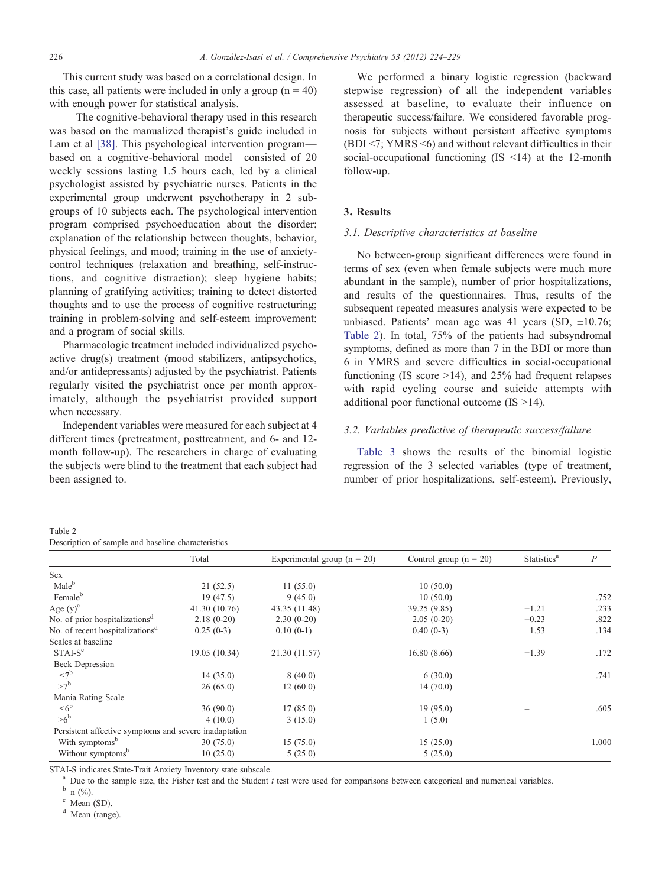This current study was based on a correlational design. In this case, all patients were included in only a group (n = 40) with enough power for statistical analysis.

The cognitive-behavioral therapy used in this research was based on the manualized therapist's guide included in Lam et al [38]. This psychological intervention program—based on a cognitive-behavioral model—consisted of 20 weekly sessions lasting 1.5 hours each, led by a clinical psychologist assisted by psychiatric nurses. Patients in the experimental group underwent psychotherapy in 2 subgroups of 10 subjects each. The psychological intervention program comprised psychoeducation about the disorder; explanation of the relationship between thoughts, behavior, physical feelings, and mood; training in the use of anxiety-control techniques (relaxation and breathing, self-instructions, and cognitive distraction); sleep hygiene habits; planning of gratifying activities; training to detect distorted thoughts and to use the process of cognitive restructuring; training in problem-solving and self-esteem improvement; and a program of social skills.

Pharmacologic treatment included individualized psychoactive drug(s) treatment (mood stabilizers, antipsychotics, and/or antidepressants) adjusted by the psychiatrist. Patients regularly visited the psychiatrist once per month approximately, although the psychiatrist provided support when necessary.

Independent variables were measured for each subject at 4 different times (pretreatment, posttreatment, and 6- and 12-month follow-up). The researchers in charge of evaluating the subjects were blind to the treatment that each subject had been assigned to.

We performed a binary logistic regression (backward stepwise regression) of all the independent variables assessed at baseline, to evaluate their influence on therapeutic success/failure. We considered favorable prognosis for subjects without persistent affective symptoms (BDI <7; YMRS <6) and without relevant difficulties in their social-occupational functioning (IS <14) at the 12-month follow-up.

## 3. Results

### 3.1. Descriptive characteristics at baseline

No between-group significant differences were found in terms of sex (even when female subjects were much more abundant in the sample), number of prior hospitalizations, and results of the questionnaires. Thus, results of the subsequent repeated measures analysis were expected to be unbiased. Patients' mean age was 41 years (SD, ±10.76; Table 2). In total, 75% of the patients had subsyndromal symptoms, defined as more than 7 in the BDI or more than 6 in YMRS and severe difficulties in social-occupational functioning (IS score >14), and 25% had frequent relapses with rapid cycling course and suicide attempts with additional poor functional outcome (IS >14).

### 3.2. Variables predictive of therapeutic success/failure

Table 3 shows the results of the binomial logistic regression of the 3 selected variables (type of treatment, number of prior hospitalizations, self-esteem). Previously,

Table 2
Description of sample and baseline characteristics

| | Total | Experimental group (n = 20) | Control group (n = 20) | Statistics[a] | *P* |
|---|---|---|---|---|---|
| Sex | | | | | |
| Male[b] | 21 (52.5) | 11 (55.0) | 10 (50.0) | | |
| Female[b] | 19 (47.5) | 9 (45.0) | 10 (50.0) | – | .752 |
| Age (y)[c] | 41.30 (10.76) | 43.35 (11.48) | 39.25 (9.85) | −1.21 | .233 |
| No. of prior hospitalizations[d] | 2.18 (0-20) | 2.30 (0-20) | 2.05 (0-20) | −0.23 | .822 |
| No. of recent hospitalizations[d] | 0.25 (0-3) | 0.10 (0-1) | 0.40 (0-3) | 1.53 | .134 |
| Scales at baseline | | | | | |
| STAI-S[c] | 19.05 (10.34) | 21.30 (11.57) | 16.80 (8.66) | −1.39 | .172 |
| Beck Depression | | | | | |
| ≤7[b] | 14 (35.0) | 8 (40.0) | 6 (30.0) | – | .741 |
| >7[b] | 26 (65.0) | 12 (60.0) | 14 (70.0) | | |
| Mania Rating Scale | | | | | |
| ≤6[b] | 36 (90.0) | 17 (85.0) | 19 (95.0) | – | .605 |
| >6[b] | 4 (10.0) | 3 (15.0) | 1 (5.0) | | |
| Persistent affective symptoms and severe inadaptation | | | | | |
| With symptoms[b] | 30 (75.0) | 15 (75.0) | 15 (25.0) | – | 1.000 |
| Without symptoms[b] | 10 (25.0) | 5 (25.0) | 5 (25.0) | | |

STAI-S indicates State-Trait Anxiety Inventory state subscale.

[a] Due to the sample size, the Fisher test and the Student *t* test were used for comparisons between categorical and numerical variables.

[b] n (%).

[c] Mean (SD).

[d] Mean (range).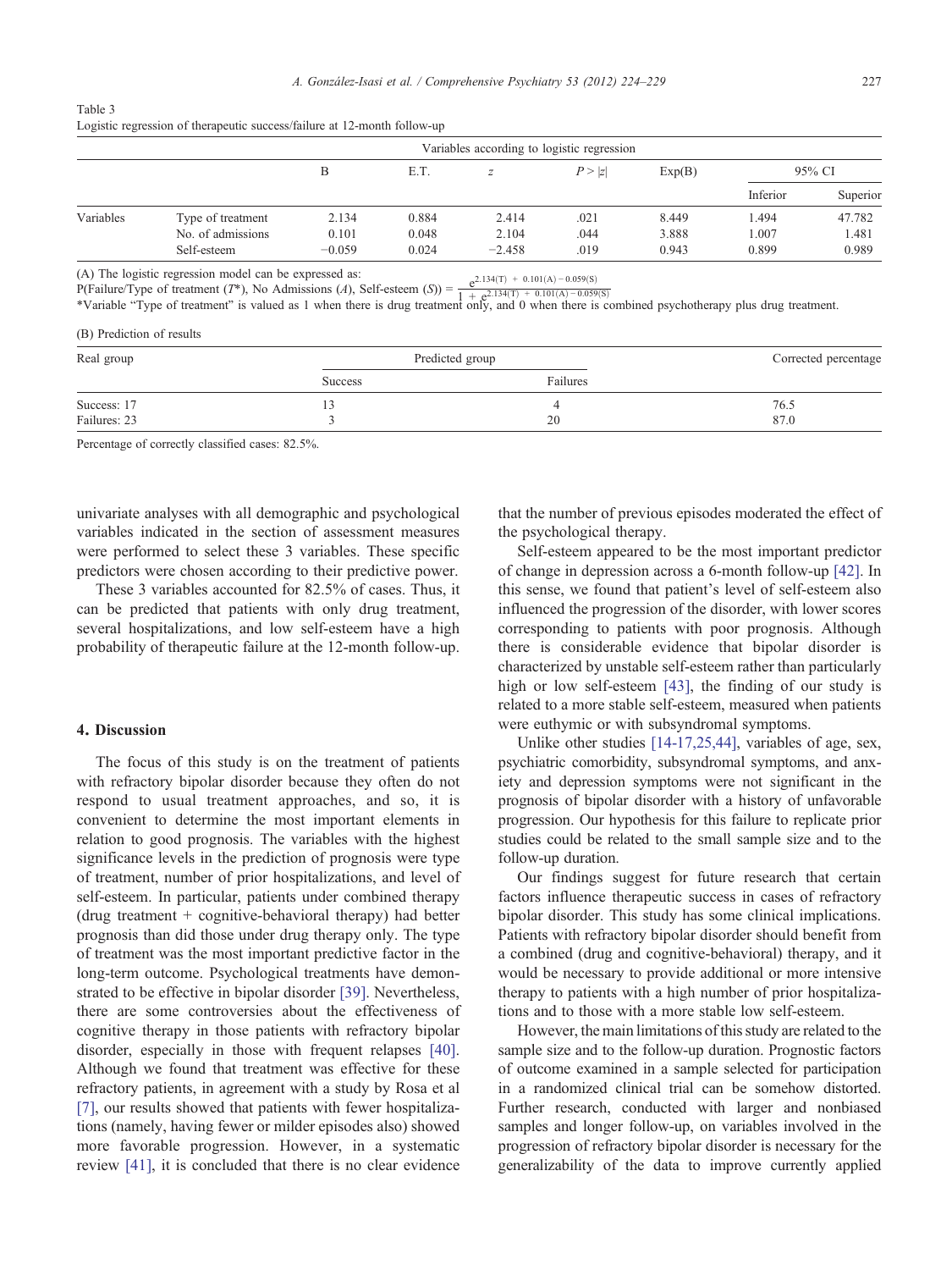Table 3
Logistic regression of therapeutic success/failure at 12-month follow-up

| | | Variables according to logistic regression | | | | | | |
|---|---|---|---|---|---|---|---|---|
| | | B | E.T. | $z$ | $P > \|z\|$ | Exp(B) | 95% CI | |
| | | | | | | | Inferior | Superior |
| Variables | Type of treatment | 2.134 | 0.884 | 2.414 | .021 | 8.449 | 1.494 | 47.782 |
| | No. of admissions | 0.101 | 0.048 | 2.104 | .044 | 3.888 | 1.007 | 1.481 |
| | Self-esteem | −0.059 | 0.024 | −2.458 | .019 | 0.943 | 0.899 | 0.989 |

(A) The logistic regression model can be expressed as:

$$P(\text{Failure/Type of treatment } (T^*), \text{ No Admissions } (A), \text{ Self-esteem } (S)) = \frac{e^{2.134(T) + 0.101(A) - 0.059(S)}}{1 + e^{2.134(T) + 0.101(A) - 0.059(S)}}$$

*Variable "Type of treatment" is valued as 1 when there is drug treatment only, and 0 when there is combined psychotherapy plus drug treatment.

(B) Prediction of results

| Real group | Predicted group | | Corrected percentage |
|---|---|---|---|
| | Success | Failures | |
| Success: 17 | 13 | 4 | 76.5 |
| Failures: 23 | 3 | 20 | 87.0 |

Percentage of correctly classified cases: 82.5%.

univariate analyses with all demographic and psychological variables indicated in the section of assessment measures were performed to select these 3 variables. These specific predictors were chosen according to their predictive power.

These 3 variables accounted for 82.5% of cases. Thus, it can be predicted that patients with only drug treatment, several hospitalizations, and low self-esteem have a high probability of therapeutic failure at the 12-month follow-up.

## 4. Discussion

The focus of this study is on the treatment of patients with refractory bipolar disorder because they often do not respond to usual treatment approaches, and so, it is convenient to determine the most important elements in relation to good prognosis. The variables with the highest significance levels in the prediction of prognosis were type of treatment, number of prior hospitalizations, and level of self-esteem. In particular, patients under combined therapy (drug treatment + cognitive-behavioral therapy) had better prognosis than did those under drug therapy only. The type of treatment was the most important predictive factor in the long-term outcome. Psychological treatments have demonstrated to be effective in bipolar disorder [39]. Nevertheless, there are some controversies about the effectiveness of cognitive therapy in those patients with refractory bipolar disorder, especially in those with frequent relapses [40]. Although we found that treatment was effective for these refractory patients, in agreement with a study by Rosa et al [7], our results showed that patients with fewer hospitalizations (namely, having fewer or milder episodes also) showed more favorable progression. However, in a systematic review [41], it is concluded that there is no clear evidence that the number of previous episodes moderated the effect of the psychological therapy.

Self-esteem appeared to be the most important predictor of change in depression across a 6-month follow-up [42]. In this sense, we found that patient's level of self-esteem also influenced the progression of the disorder, with lower scores corresponding to patients with poor prognosis. Although there is considerable evidence that bipolar disorder is characterized by unstable self-esteem rather than particularly high or low self-esteem [43], the finding of our study is related to a more stable self-esteem, measured when patients were euthymic or with subsyndromal symptoms.

Unlike other studies [14-17,25,44], variables of age, sex, psychiatric comorbidity, subsyndromal symptoms, and anxiety and depression symptoms were not significant in the prognosis of bipolar disorder with a history of unfavorable progression. Our hypothesis for this failure to replicate prior studies could be related to the small sample size and to the follow-up duration.

Our findings suggest for future research that certain factors influence therapeutic success in cases of refractory bipolar disorder. This study has some clinical implications. Patients with refractory bipolar disorder should benefit from a combined (drug and cognitive-behavioral) therapy, and it would be necessary to provide additional or more intensive therapy to patients with a high number of prior hospitalizations and to those with a more stable low self-esteem.

However, the main limitations of this study are related to the sample size and to the follow-up duration. Prognostic factors of outcome examined in a sample selected for participation in a randomized clinical trial can be somehow distorted. Further research, conducted with larger and nonbiased samples and longer follow-up, on variables involved in the progression of refractory bipolar disorder is necessary for the generalizability of the data to improve currently applied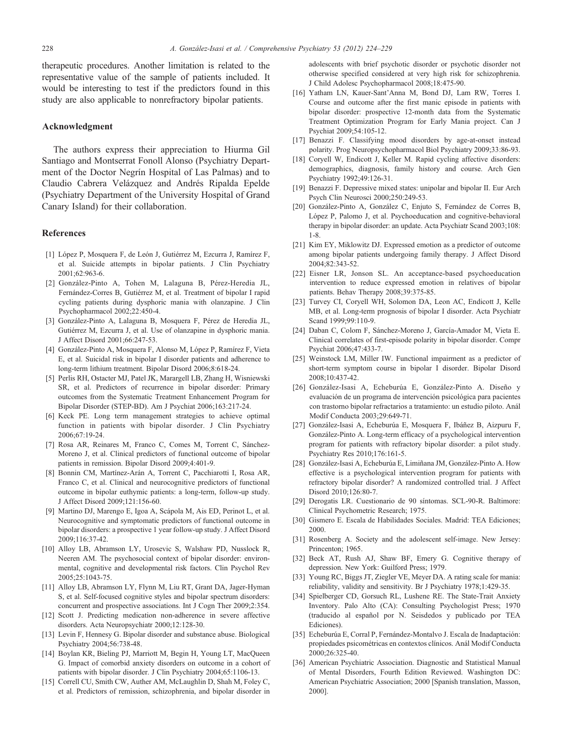therapeutic procedures. Another limitation is related to the representative value of the sample of patients included. It would be interesting to test if the predictors found in this study are also applicable to nonrefractory bipolar patients.

## Acknowledgment

The authors express their appreciation to Hiurma Gil Santiago and Montserrat Fonoll Alonso (Psychiatry Department of the Doctor Negrín Hospital of Las Palmas) and to Claudio Cabrera Velázquez and Andrés Ripalda Epelde (Psychiatry Department of the University Hospital of Grand Canary Island) for their collaboration.

## References

[1] López P, Mosquera F, de León J, Gutiérrez M, Ezcurra J, Ramírez F, et al. Suicide attempts in bipolar patients. J Clin Psychiatry 2001;62:963-6.

[2] González-Pinto A, Tohen M, Lalaguna B, Pérez-Heredia JL, Fernández-Corres B, Gutiérrez M, et al. Treatment of bipolar I rapid cycling patients during dysphoric mania with olanzapine. J Clin Psychopharmacol 2002;22:450-4.

[3] González-Pinto A, Lalaguna B, Mosquera F, Pérez de Heredia JL, Gutiérrez M, Ezcurra J, et al. Use of olanzapine in dysphoric mania. J Affect Disord 2001;66:247-53.

[4] González-Pinto A, Mosquera F, Alonso M, López P, Ramírez F, Vieta E, et al. Suicidal risk in bipolar I disorder patients and adherence to long-term lithium treatment. Bipolar Disord 2006;8:618-24.

[5] Perlis RH, Ostacter MJ, Patel JK, Marargell LB, Zhang H, Wisniewski SR, et al. Predictors of recurrence in bipolar disorder: Primary outcomes from the Systematic Treatment Enhancement Program for Bipolar Disorder (STEP-BD). Am J Psychiat 2006;163:217-24.

[6] Keck PE. Long term management strategies to achieve optimal function in patients with bipolar disorder. J Clin Psychiatry 2006;67:19-24.

[7] Rosa AR, Reinares M, Franco C, Comes M, Torrent C, Sánchez-Moreno J, et al. Clinical predictors of functional outcome of bipolar patients in remission. Bipolar Disord 2009;4:401-9.

[8] Bonnin CM, Martínez-Arán A, Torrent C, Pacchiarotti I, Rosa AR, Franco C, et al. Clinical and neurocognitive predictors of functional outcome in bipolar euthymic patients: a long-term, follow-up study. J Affect Disord 2009;121:156-60.

[9] Martino DJ, Marengo E, Igoa A, Scápola M, Ais ED, Perinot L, et al. Neurocognitive and symptomatic predictors of functional outcome in bipolar disorders: a prospective 1 year follow-up study. J Affect Disord 2009;116:37-42.

[10] Alloy LB, Abramson LY, Urosevic S, Walshaw PD, Nusslock R, Neeren AM. The psychosocial context of bipolar disorder: environmental, cognitive and developmental risk factors. Clin Psychol Rev 2005;25:1043-75.

[11] Alloy LB, Abramson LY, Flynn M, Liu RT, Grant DA, Jager-Hyman S, et al. Self-focused cognitive styles and bipolar spectrum disorders: concurrent and prospective associations. Int J Cogn Ther 2009;2:354.

[12] Scott J. Predicting medication non-adherence in severe affective disorders. Acta Neuropsychiatr 2000;12:128-30.

[13] Levin F, Hennesy G. Bipolar disorder and substance abuse. Biological Psychiatry 2004;56:738-48.

[14] Boylan KR, Bieling PJ, Marriott M, Begin H, Young LT, MacQueen G. Impact of comorbid anxiety disorders on outcome in a cohort of patients with bipolar disorder. J Clin Psychiatry 2004;65:1106-13.

[15] Correll CU, Smith CW, Auther AM, McLaughlin D, Shah M, Foley C, et al. Predictors of remission, schizophrenia, and bipolar disorder in adolescents with brief psychotic disorder or psychotic disorder not otherwise specified considered at very high risk for schizophrenia. J Child Adolesc Psychopharmacol 2008;18:475-90.

[16] Yatham LN, Kauer-Sant'Anna M, Bond DJ, Lam RW, Torres I. Course and outcome after the first manic episode in patients with bipolar disorder: prospective 12-month data from the Systematic Treatment Optimization Program for Early Mania project. Can J Psychiat 2009;54:105-12.

[17] Benazzi F. Classifying mood disorders by age-at-onset instead polarity. Prog Neuropsychopharmacol Biol Psychiatry 2009;33:86-93.

[18] Coryell W, Endicott J, Keller M. Rapid cycling affective disorders: demographics, diagnosis, family history and course. Arch Gen Psychiatry 1992;49:126-31.

[19] Benazzi F. Depressive mixed states: unipolar and bipolar II. Eur Arch Psych Clin Neurosci 2000;250:249-53.

[20] González-Pinto A, González C, Enjuto S, Fernández de Corres B, López P, Palomo J, et al. Psychoeducation and cognitive-behavioral therapy in bipolar disorder: an update. Acta Psychiatr Scand 2003;108:1-8.

[21] Kim EY, Miklowitz DJ. Expressed emotion as a predictor of outcome among bipolar patients undergoing family therapy. J Affect Disord 2004;82:343-52.

[22] Eisner LR, Jonson SL. An acceptance-based psychoeducation intervention to reduce expressed emotion in relatives of bipolar patients. Behav Therapy 2008;39:375-85.

[23] Turvey CI, Coryell WH, Solomon DA, Leon AC, Endicott J, Kelle MB, et al. Long-term prognosis of bipolar I disorder. Acta Psychiatr Scand 1999;99:110-9.

[24] Daban C, Colom F, Sánchez-Moreno J, García-Amador M, Vieta E. Clinical correlates of first-episode polarity in bipolar disorder. Compr Psychiat 2006;47:433-7.

[25] Weinstock LM, Miller IW. Functional impairment as a predictor of short-term symptom course in bipolar I disorder. Bipolar Disord 2008;10:437-42.

[26] González-Isasi A, Echeburúa E, González-Pinto A. Diseño y evaluación de un programa de intervención psicológica para pacientes con trastorno bipolar refractarios a tratamiento: un estudio piloto. Anál Modif Conducta 2003;29:649-71.

[27] González-Isasi A, Echeburúa E, Mosquera F, Ibáñez B, Aizpuru F, González-Pinto A. Long-term efficacy of a psychological intervention program for patients with refractory bipolar disorder: a pilot study. Psychiatry Res 2010;176:161-5.

[28] González-Isasi A, Echeburúa E, Limiñana JM, González-Pinto A. How effective is a psychological intervention program for patients with refractory bipolar disorder? A randomized controlled trial. J Affect Disord 2010;126:80-7.

[29] Derogatis LR. Cuestionario de 90 síntomas. SCL-90-R. Baltimore: Clinical Psychometric Research; 1975.

[30] Gismero E. Escala de Habilidades Sociales. Madrid: TEA Ediciones; 2000.

[31] Rosenberg A. Society and the adolescent self-image. New Jersey: Princenton; 1965.

[32] Beck AT, Rush AJ, Shaw BF, Emery G. Cognitive therapy of depression. New York: Guilford Press; 1979.

[33] Young RC, Biggs JT, Ziegler VE, Meyer DA. A rating scale for mania: reliability, validity and sensitivity. Br J Psychiatry 1978;1:429-35.

[34] Spielberger CD, Gorsuch RL, Lushene RE. The State-Trait Anxiety Inventory. Palo Alto (CA): Consulting Psychologist Press; 1970 (traducido al español por N. Seisdedos y publicado por TEA Ediciones).

[35] Echeburúa E, Corral P, Fernández-Montalvo J. Escala de Inadaptación: propiedades psicométricas en contextos clínicos. Anál Modif Conducta 2000;26:325-40.

[36] American Psychiatric Association. Diagnostic and Statistical Manual of Mental Disorders, Fourth Edition Reviewed. Washington DC: American Psychiatric Association; 2000 [Spanish translation, Masson, 2000].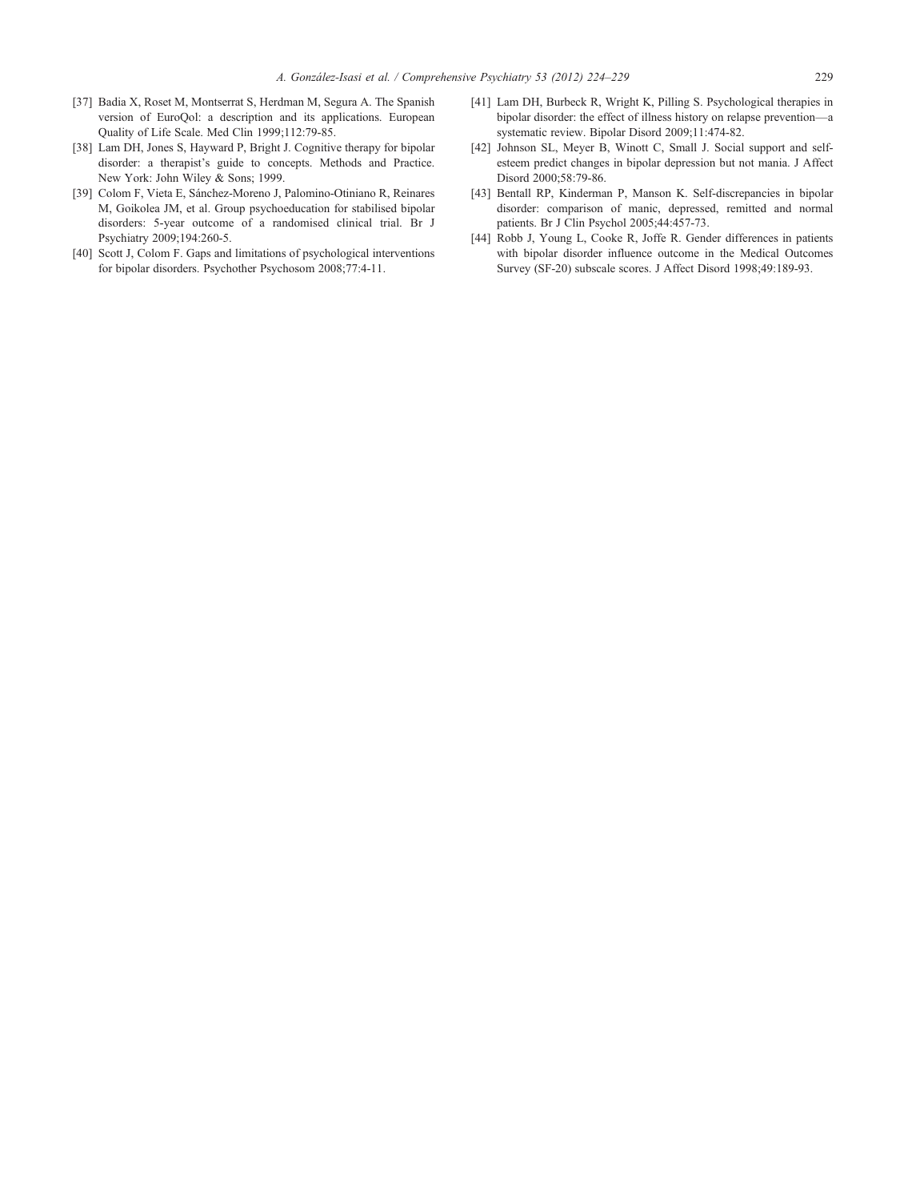[37] Badia X, Roset M, Montserrat S, Herdman M, Segura A. The Spanish version of EuroQol: a description and its applications. European Quality of Life Scale. Med Clin 1999;112:79-85.

[38] Lam DH, Jones S, Hayward P, Bright J. Cognitive therapy for bipolar disorder: a therapist's guide to concepts. Methods and Practice. New York: John Wiley & Sons; 1999.

[39] Colom F, Vieta E, Sánchez-Moreno J, Palomino-Otiniano R, Reinares M, Goikolea JM, et al. Group psychoeducation for stabilised bipolar disorders: 5-year outcome of a randomised clinical trial. Br J Psychiatry 2009;194:260-5.

[40] Scott J, Colom F. Gaps and limitations of psychological interventions for bipolar disorders. Psychother Psychosom 2008;77:4-11.

[41] Lam DH, Burbeck R, Wright K, Pilling S. Psychological therapies in bipolar disorder: the effect of illness history on relapse prevention—a systematic review. Bipolar Disord 2009;11:474-82.

[42] Johnson SL, Meyer B, Winott C, Small J. Social support and self-esteem predict changes in bipolar depression but not mania. J Affect Disord 2000;58:79-86.

[43] Bentall RP, Kinderman P, Manson K. Self-discrepancies in bipolar disorder: comparison of manic, depressed, remitted and normal patients. Br J Clin Psychol 2005;44:457-73.

[44] Robb J, Young L, Cooke R, Joffe R. Gender differences in patients with bipolar disorder influence outcome in the Medical Outcomes Survey (SF-20) subscale scores. J Affect Disord 1998;49:189-93.